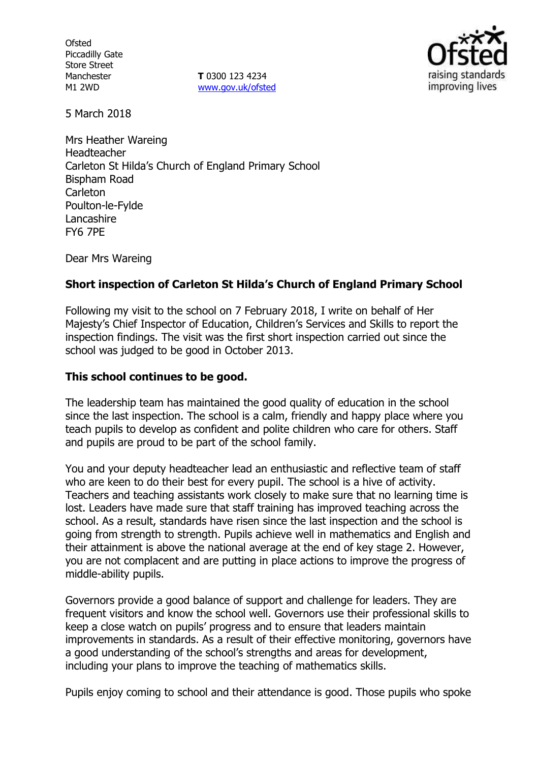Ofsted
Piccadilly Gate
Store Street
Manchester
M1 2WD

**T** 0300 123 4234
www.gov.uk/ofsted

5 March 2018

Mrs Heather Wareing
Headteacher
Carleton St Hilda's Church of England Primary School
Bispham Road
Carleton
Poulton-le-Fylde
Lancashire
FY6 7PE

Dear Mrs Wareing

**Short inspection of Carleton St Hilda's Church of England Primary School**

Following my visit to the school on 7 February 2018, I write on behalf of Her Majesty's Chief Inspector of Education, Children's Services and Skills to report the inspection findings. The visit was the first short inspection carried out since the school was judged to be good in October 2013.

**This school continues to be good.**

The leadership team has maintained the good quality of education in the school since the last inspection. The school is a calm, friendly and happy place where you teach pupils to develop as confident and polite children who care for others. Staff and pupils are proud to be part of the school family.

You and your deputy headteacher lead an enthusiastic and reflective team of staff who are keen to do their best for every pupil. The school is a hive of activity. Teachers and teaching assistants work closely to make sure that no learning time is lost. Leaders have made sure that staff training has improved teaching across the school. As a result, standards have risen since the last inspection and the school is going from strength to strength. Pupils achieve well in mathematics and English and their attainment is above the national average at the end of key stage 2. However, you are not complacent and are putting in place actions to improve the progress of middle-ability pupils.

Governors provide a good balance of support and challenge for leaders. They are frequent visitors and know the school well. Governors use their professional skills to keep a close watch on pupils' progress and to ensure that leaders maintain improvements in standards. As a result of their effective monitoring, governors have a good understanding of the school's strengths and areas for development, including your plans to improve the teaching of mathematics skills.

Pupils enjoy coming to school and their attendance is good. Those pupils who spoke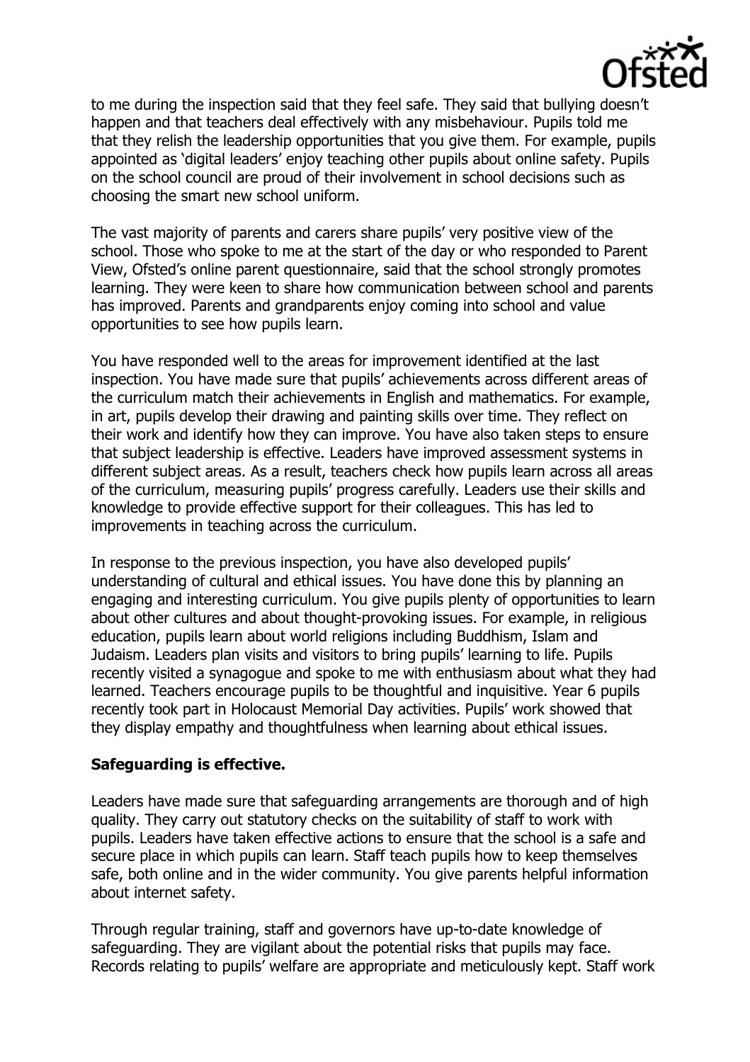to me during the inspection said that they feel safe. They said that bullying doesn't happen and that teachers deal effectively with any misbehaviour. Pupils told me that they relish the leadership opportunities that you give them. For example, pupils appointed as 'digital leaders' enjoy teaching other pupils about online safety. Pupils on the school council are proud of their involvement in school decisions such as choosing the smart new school uniform.

The vast majority of parents and carers share pupils' very positive view of the school. Those who spoke to me at the start of the day or who responded to Parent View, Ofsted's online parent questionnaire, said that the school strongly promotes learning. They were keen to share how communication between school and parents has improved. Parents and grandparents enjoy coming into school and value opportunities to see how pupils learn.

You have responded well to the areas for improvement identified at the last inspection. You have made sure that pupils' achievements across different areas of the curriculum match their achievements in English and mathematics. For example, in art, pupils develop their drawing and painting skills over time. They reflect on their work and identify how they can improve. You have also taken steps to ensure that subject leadership is effective. Leaders have improved assessment systems in different subject areas. As a result, teachers check how pupils learn across all areas of the curriculum, measuring pupils' progress carefully. Leaders use their skills and knowledge to provide effective support for their colleagues. This has led to improvements in teaching across the curriculum.

In response to the previous inspection, you have also developed pupils' understanding of cultural and ethical issues. You have done this by planning an engaging and interesting curriculum. You give pupils plenty of opportunities to learn about other cultures and about thought-provoking issues. For example, in religious education, pupils learn about world religions including Buddhism, Islam and Judaism. Leaders plan visits and visitors to bring pupils' learning to life. Pupils recently visited a synagogue and spoke to me with enthusiasm about what they had learned. Teachers encourage pupils to be thoughtful and inquisitive. Year 6 pupils recently took part in Holocaust Memorial Day activities. Pupils' work showed that they display empathy and thoughtfulness when learning about ethical issues.

**Safeguarding is effective.**

Leaders have made sure that safeguarding arrangements are thorough and of high quality. They carry out statutory checks on the suitability of staff to work with pupils. Leaders have taken effective actions to ensure that the school is a safe and secure place in which pupils can learn. Staff teach pupils how to keep themselves safe, both online and in the wider community. You give parents helpful information about internet safety.

Through regular training, staff and governors have up-to-date knowledge of safeguarding. They are vigilant about the potential risks that pupils may face. Records relating to pupils' welfare are appropriate and meticulously kept. Staff work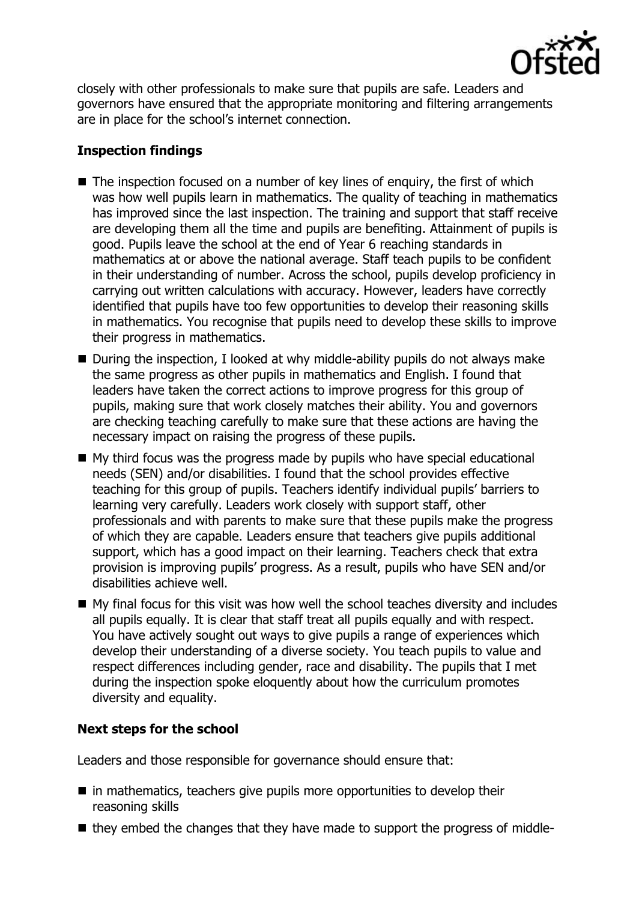closely with other professionals to make sure that pupils are safe. Leaders and governors have ensured that the appropriate monitoring and filtering arrangements are in place for the school's internet connection.

## Inspection findings

- The inspection focused on a number of key lines of enquiry, the first of which was how well pupils learn in mathematics. The quality of teaching in mathematics has improved since the last inspection. The training and support that staff receive are developing them all the time and pupils are benefiting. Attainment of pupils is good. Pupils leave the school at the end of Year 6 reaching standards in mathematics at or above the national average. Staff teach pupils to be confident in their understanding of number. Across the school, pupils develop proficiency in carrying out written calculations with accuracy. However, leaders have correctly identified that pupils have too few opportunities to develop their reasoning skills in mathematics. You recognise that pupils need to develop these skills to improve their progress in mathematics.
- During the inspection, I looked at why middle-ability pupils do not always make the same progress as other pupils in mathematics and English. I found that leaders have taken the correct actions to improve progress for this group of pupils, making sure that work closely matches their ability. You and governors are checking teaching carefully to make sure that these actions are having the necessary impact on raising the progress of these pupils.
- My third focus was the progress made by pupils who have special educational needs (SEN) and/or disabilities. I found that the school provides effective teaching for this group of pupils. Teachers identify individual pupils' barriers to learning very carefully. Leaders work closely with support staff, other professionals and with parents to make sure that these pupils make the progress of which they are capable. Leaders ensure that teachers give pupils additional support, which has a good impact on their learning. Teachers check that extra provision is improving pupils' progress. As a result, pupils who have SEN and/or disabilities achieve well.
- My final focus for this visit was how well the school teaches diversity and includes all pupils equally. It is clear that staff treat all pupils equally and with respect. You have actively sought out ways to give pupils a range of experiences which develop their understanding of a diverse society. You teach pupils to value and respect differences including gender, race and disability. The pupils that I met during the inspection spoke eloquently about how the curriculum promotes diversity and equality.

## Next steps for the school

Leaders and those responsible for governance should ensure that:

- in mathematics, teachers give pupils more opportunities to develop their reasoning skills
- they embed the changes that they have made to support the progress of middle-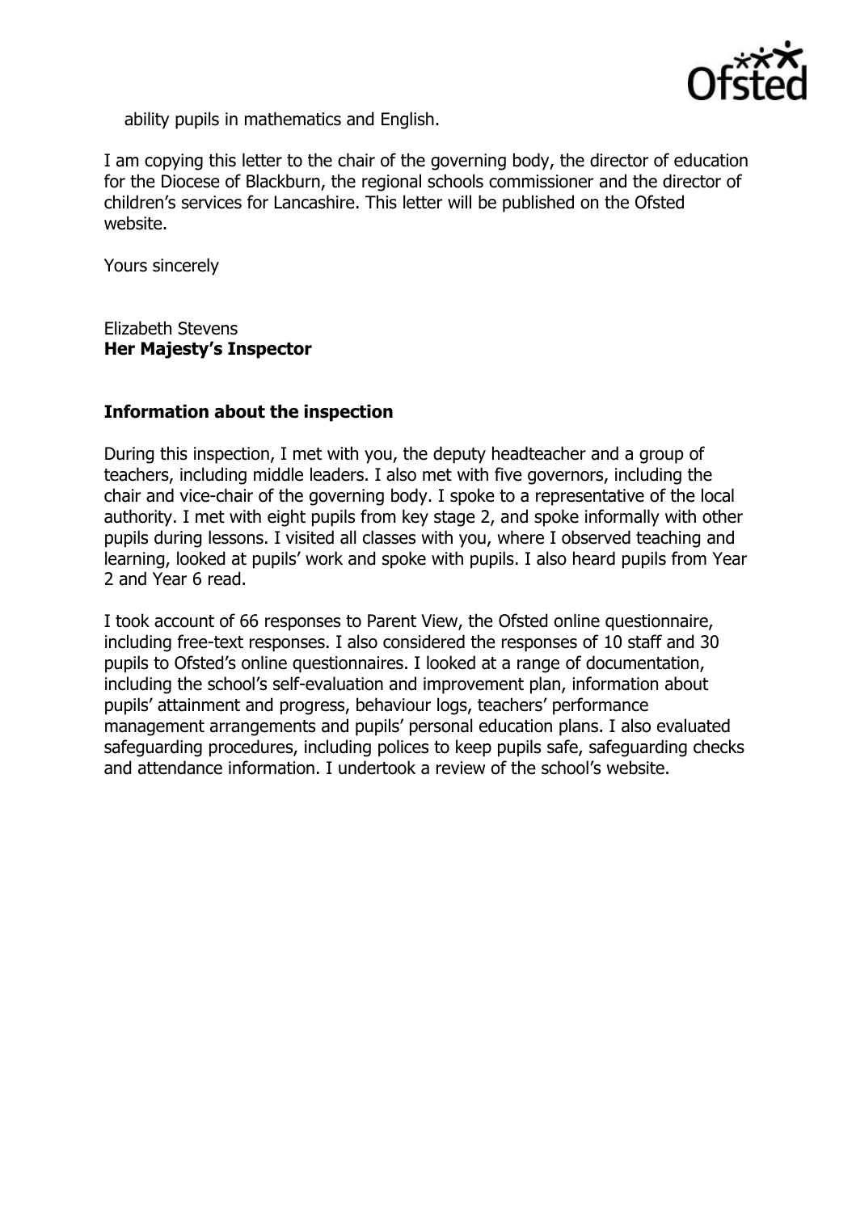ability pupils in mathematics and English.

I am copying this letter to the chair of the governing body, the director of education for the Diocese of Blackburn, the regional schools commissioner and the director of children's services for Lancashire. This letter will be published on the Ofsted website.

Yours sincerely

Elizabeth Stevens
**Her Majesty's Inspector**

## Information about the inspection

During this inspection, I met with you, the deputy headteacher and a group of teachers, including middle leaders. I also met with five governors, including the chair and vice-chair of the governing body. I spoke to a representative of the local authority. I met with eight pupils from key stage 2, and spoke informally with other pupils during lessons. I visited all classes with you, where I observed teaching and learning, looked at pupils' work and spoke with pupils. I also heard pupils from Year 2 and Year 6 read.

I took account of 66 responses to Parent View, the Ofsted online questionnaire, including free-text responses. I also considered the responses of 10 staff and 30 pupils to Ofsted's online questionnaires. I looked at a range of documentation, including the school's self-evaluation and improvement plan, information about pupils' attainment and progress, behaviour logs, teachers' performance management arrangements and pupils' personal education plans. I also evaluated safeguarding procedures, including polices to keep pupils safe, safeguarding checks and attendance information. I undertook a review of the school's website.